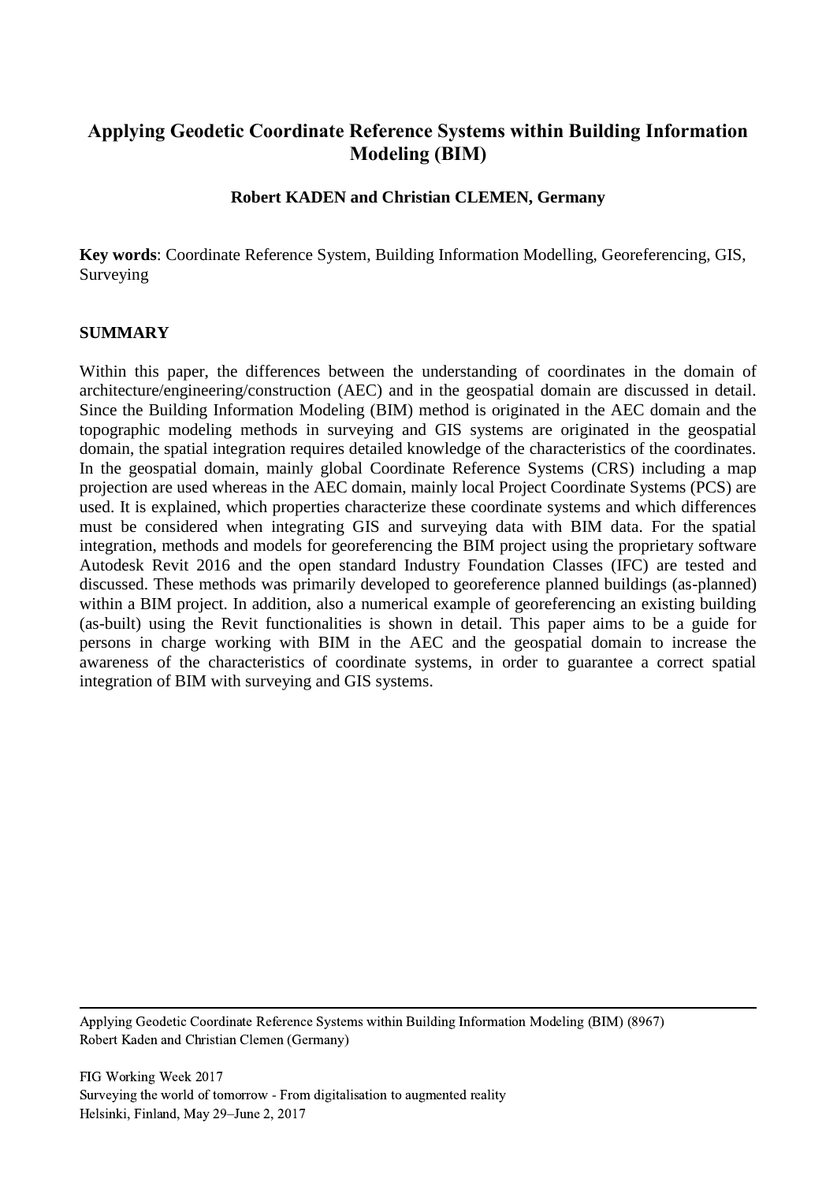# Applying Geodetic Coordinate Reference Systems within Building Information Modeling (BIM)

**Robert KADEN and Christian CLEMEN, Germany**

**Key words**: Coordinate Reference System, Building Information Modelling, Georeferencing, GIS, Surveying

## SUMMARY

Within this paper, the differences between the understanding of coordinates in the domain of architecture/engineering/construction (AEC) and in the geospatial domain are discussed in detail. Since the Building Information Modeling (BIM) method is originated in the AEC domain and the topographic modeling methods in surveying and GIS systems are originated in the geospatial domain, the spatial integration requires detailed knowledge of the characteristics of the coordinates. In the geospatial domain, mainly global Coordinate Reference Systems (CRS) including a map projection are used whereas in the AEC domain, mainly local Project Coordinate Systems (PCS) are used. It is explained, which properties characterize these coordinate systems and which differences must be considered when integrating GIS and surveying data with BIM data. For the spatial integration, methods and models for georeferencing the BIM project using the proprietary software Autodesk Revit 2016 and the open standard Industry Foundation Classes (IFC) are tested and discussed. These methods was primarily developed to georeference planned buildings (as-planned) within a BIM project. In addition, also a numerical example of georeferencing an existing building (as-built) using the Revit functionalities is shown in detail. This paper aims to be a guide for persons in charge working with BIM in the AEC and the geospatial domain to increase the awareness of the characteristics of coordinate systems, in order to guarantee a correct spatial integration of BIM with surveying and GIS systems.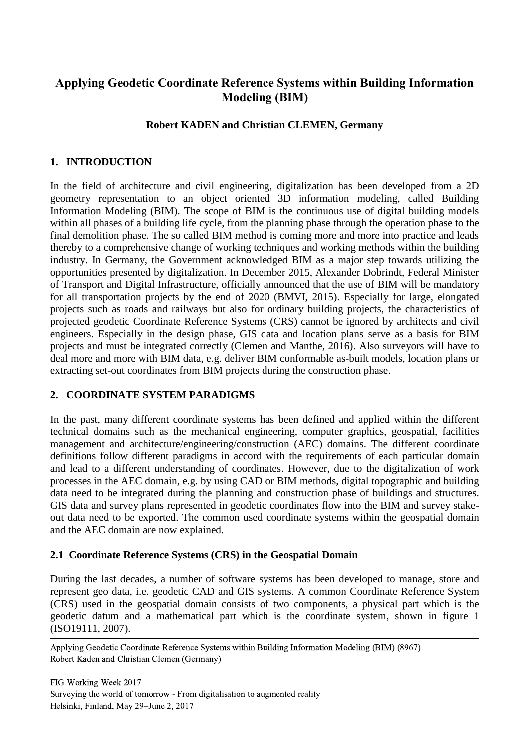## Applying Geodetic Coordinate Reference Systems within Building Information Modeling (BIM)

**Robert KADEN and Christian CLEMEN, Germany**

## 1. INTRODUCTION

In the field of architecture and civil engineering, digitalization has been developed from a 2D geometry representation to an object oriented 3D information modeling, called Building Information Modeling (BIM). The scope of BIM is the continuous use of digital building models within all phases of a building life cycle, from the planning phase through the operation phase to the final demolition phase. The so called BIM method is coming more and more into practice and leads thereby to a comprehensive change of working techniques and working methods within the building industry. In Germany, the Government acknowledged BIM as a major step towards utilizing the opportunities presented by digitalization. In December 2015, Alexander Dobrindt, Federal Minister of Transport and Digital Infrastructure, officially announced that the use of BIM will be mandatory for all transportation projects by the end of 2020 (BMVI, 2015). Especially for large, elongated projects such as roads and railways but also for ordinary building projects, the characteristics of projected geodetic Coordinate Reference Systems (CRS) cannot be ignored by architects and civil engineers. Especially in the design phase, GIS data and location plans serve as a basis for BIM projects and must be integrated correctly (Clemen and Manthe, 2016). Also surveyors will have to deal more and more with BIM data, e.g. deliver BIM conformable as-built models, location plans or extracting set-out coordinates from BIM projects during the construction phase.

## 2. COORDINATE SYSTEM PARADIGMS

In the past, many different coordinate systems has been defined and applied within the different technical domains such as the mechanical engineering, computer graphics, geospatial, facilities management and architecture/engineering/construction (AEC) domains. The different coordinate definitions follow different paradigms in accord with the requirements of each particular domain and lead to a different understanding of coordinates. However, due to the digitalization of work processes in the AEC domain, e.g. by using CAD or BIM methods, digital topographic and building data need to be integrated during the planning and construction phase of buildings and structures. GIS data and survey plans represented in geodetic coordinates flow into the BIM and survey stake-out data need to be exported. The common used coordinate systems within the geospatial domain and the AEC domain are now explained.

### 2.1 Coordinate Reference Systems (CRS) in the Geospatial Domain

During the last decades, a number of software systems has been developed to manage, store and represent geo data, i.e. geodetic CAD and GIS systems. A common Coordinate Reference System (CRS) used in the geospatial domain consists of two components, a physical part which is the geodetic datum and a mathematical part which is the coordinate system, shown in figure 1 (ISO19111, 2007).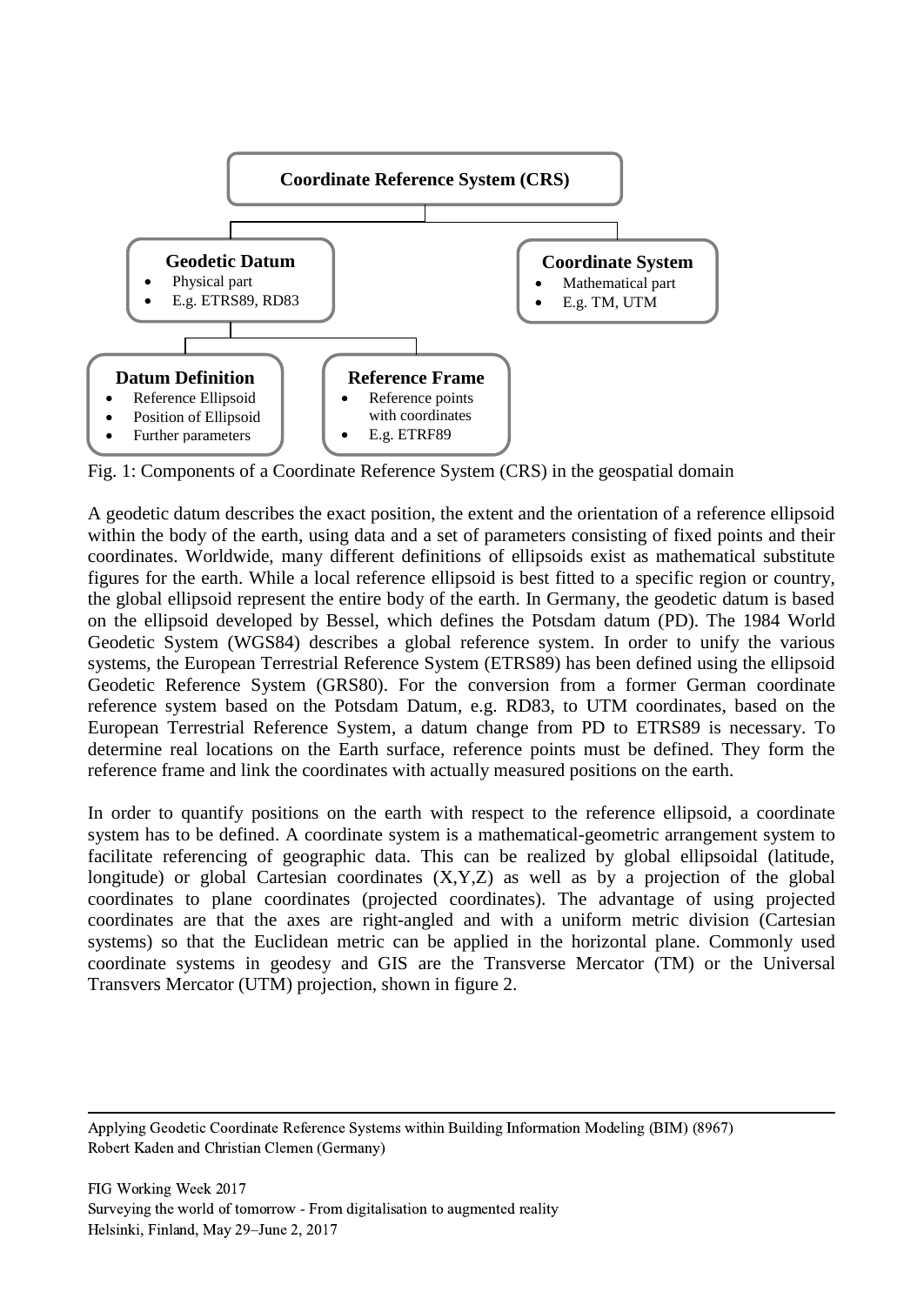**Coordinate Reference System (CRS)**

**Geodetic Datum**
- Physical part
- E.g. ETRS89, RD83

**Coordinate System**
- Mathematical part
- E.g. TM, UTM

**Datum Definition**
- Reference Ellipsoid
- Position of Ellipsoid
- Further parameters

**Reference Frame**
- Reference points with coordinates
- E.g. ETRF89

Fig. 1: Components of a Coordinate Reference System (CRS) in the geospatial domain

A geodetic datum describes the exact position, the extent and the orientation of a reference ellipsoid within the body of the earth, using data and a set of parameters consisting of fixed points and their coordinates. Worldwide, many different definitions of ellipsoids exist as mathematical substitute figures for the earth. While a local reference ellipsoid is best fitted to a specific region or country, the global ellipsoid represent the entire body of the earth. In Germany, the geodetic datum is based on the ellipsoid developed by Bessel, which defines the Potsdam datum (PD). The 1984 World Geodetic System (WGS84) describes a global reference system. In order to unify the various systems, the European Terrestrial Reference System (ETRS89) has been defined using the ellipsoid Geodetic Reference System (GRS80). For the conversion from a former German coordinate reference system based on the Potsdam Datum, e.g. RD83, to UTM coordinates, based on the European Terrestrial Reference System, a datum change from PD to ETRS89 is necessary. To determine real locations on the Earth surface, reference points must be defined. They form the reference frame and link the coordinates with actually measured positions on the earth.

In order to quantify positions on the earth with respect to the reference ellipsoid, a coordinate system has to be defined. A coordinate system is a mathematical-geometric arrangement system to facilitate referencing of geographic data. This can be realized by global ellipsoidal (latitude, longitude) or global Cartesian coordinates (X,Y,Z) as well as by a projection of the global coordinates to plane coordinates (projected coordinates). The advantage of using projected coordinates are that the axes are right-angled and with a uniform metric division (Cartesian systems) so that the Euclidean metric can be applied in the horizontal plane. Commonly used coordinate systems in geodesy and GIS are the Transverse Mercator (TM) or the Universal Transvers Mercator (UTM) projection, shown in figure 2.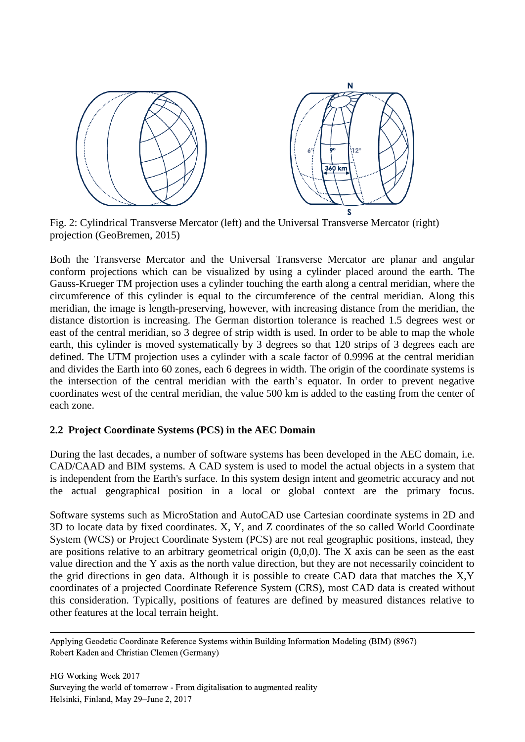Fig. 2: Cylindrical Transverse Mercator (left) and the Universal Transverse Mercator (right) projection (GeoBremen, 2015)

Both the Transverse Mercator and the Universal Transverse Mercator are planar and angular conform projections which can be visualized by using a cylinder placed around the earth. The Gauss-Krueger TM projection uses a cylinder touching the earth along a central meridian, where the circumference of this cylinder is equal to the circumference of the central meridian. Along this meridian, the image is length-preserving, however, with increasing distance from the meridian, the distance distortion is increasing. The German distortion tolerance is reached 1.5 degrees west or east of the central meridian, so 3 degree of strip width is used. In order to be able to map the whole earth, this cylinder is moved systematically by 3 degrees so that 120 strips of 3 degrees each are defined. The UTM projection uses a cylinder with a scale factor of 0.9996 at the central meridian and divides the Earth into 60 zones, each 6 degrees in width. The origin of the coordinate systems is the intersection of the central meridian with the earth's equator. In order to prevent negative coordinates west of the central meridian, the value 500 km is added to the easting from the center of each zone.

## 2.2 Project Coordinate Systems (PCS) in the AEC Domain

During the last decades, a number of software systems has been developed in the AEC domain, i.e. CAD/CAAD and BIM systems. A CAD system is used to model the actual objects in a system that is independent from the Earth's surface. In this system design intent and geometric accuracy and not the actual geographical position in a local or global context are the primary focus.

Software systems such as MicroStation and AutoCAD use Cartesian coordinate systems in 2D and 3D to locate data by fixed coordinates. X, Y, and Z coordinates of the so called World Coordinate System (WCS) or Project Coordinate System (PCS) are not real geographic positions, instead, they are positions relative to an arbitrary geometrical origin (0,0,0). The X axis can be seen as the east value direction and the Y axis as the north value direction, but they are not necessarily coincident to the grid directions in geo data. Although it is possible to create CAD data that matches the X,Y coordinates of a projected Coordinate Reference System (CRS), most CAD data is created without this consideration. Typically, positions of features are defined by measured distances relative to other features at the local terrain height.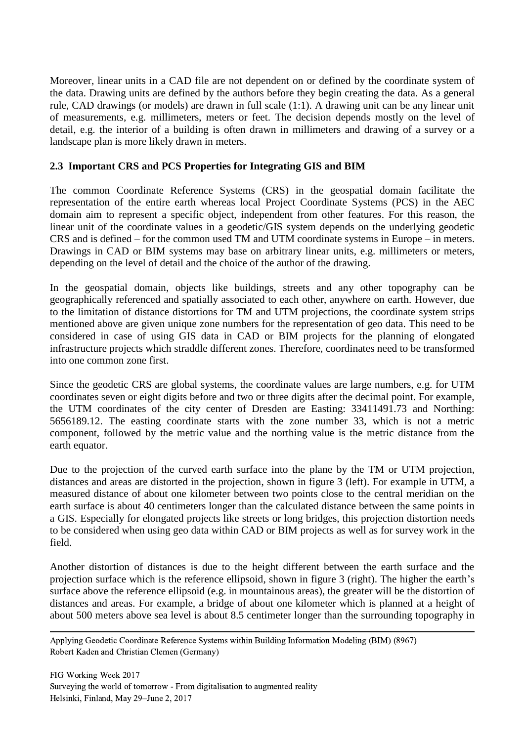Moreover, linear units in a CAD file are not dependent on or defined by the coordinate system of the data. Drawing units are defined by the authors before they begin creating the data. As a general rule, CAD drawings (or models) are drawn in full scale (1:1). A drawing unit can be any linear unit of measurements, e.g. millimeters, meters or feet. The decision depends mostly on the level of detail, e.g. the interior of a building is often drawn in millimeters and drawing of a survey or a landscape plan is more likely drawn in meters.

## 2.3 Important CRS and PCS Properties for Integrating GIS and BIM

The common Coordinate Reference Systems (CRS) in the geospatial domain facilitate the representation of the entire earth whereas local Project Coordinate Systems (PCS) in the AEC domain aim to represent a specific object, independent from other features. For this reason, the linear unit of the coordinate values in a geodetic/GIS system depends on the underlying geodetic CRS and is defined – for the common used TM and UTM coordinate systems in Europe – in meters. Drawings in CAD or BIM systems may base on arbitrary linear units, e.g. millimeters or meters, depending on the level of detail and the choice of the author of the drawing.

In the geospatial domain, objects like buildings, streets and any other topography can be geographically referenced and spatially associated to each other, anywhere on earth. However, due to the limitation of distance distortions for TM and UTM projections, the coordinate system strips mentioned above are given unique zone numbers for the representation of geo data. This need to be considered in case of using GIS data in CAD or BIM projects for the planning of elongated infrastructure projects which straddle different zones. Therefore, coordinates need to be transformed into one common zone first.

Since the geodetic CRS are global systems, the coordinate values are large numbers, e.g. for UTM coordinates seven or eight digits before and two or three digits after the decimal point. For example, the UTM coordinates of the city center of Dresden are Easting: 33411491.73 and Northing: 5656189.12. The easting coordinate starts with the zone number 33, which is not a metric component, followed by the metric value and the northing value is the metric distance from the earth equator.

Due to the projection of the curved earth surface into the plane by the TM or UTM projection, distances and areas are distorted in the projection, shown in figure 3 (left). For example in UTM, a measured distance of about one kilometer between two points close to the central meridian on the earth surface is about 40 centimeters longer than the calculated distance between the same points in a GIS. Especially for elongated projects like streets or long bridges, this projection distortion needs to be considered when using geo data within CAD or BIM projects as well as for survey work in the field.

Another distortion of distances is due to the height different between the earth surface and the projection surface which is the reference ellipsoid, shown in figure 3 (right). The higher the earth's surface above the reference ellipsoid (e.g. in mountainous areas), the greater will be the distortion of distances and areas. For example, a bridge of about one kilometer which is planned at a height of about 500 meters above sea level is about 8.5 centimeter longer than the surrounding topography in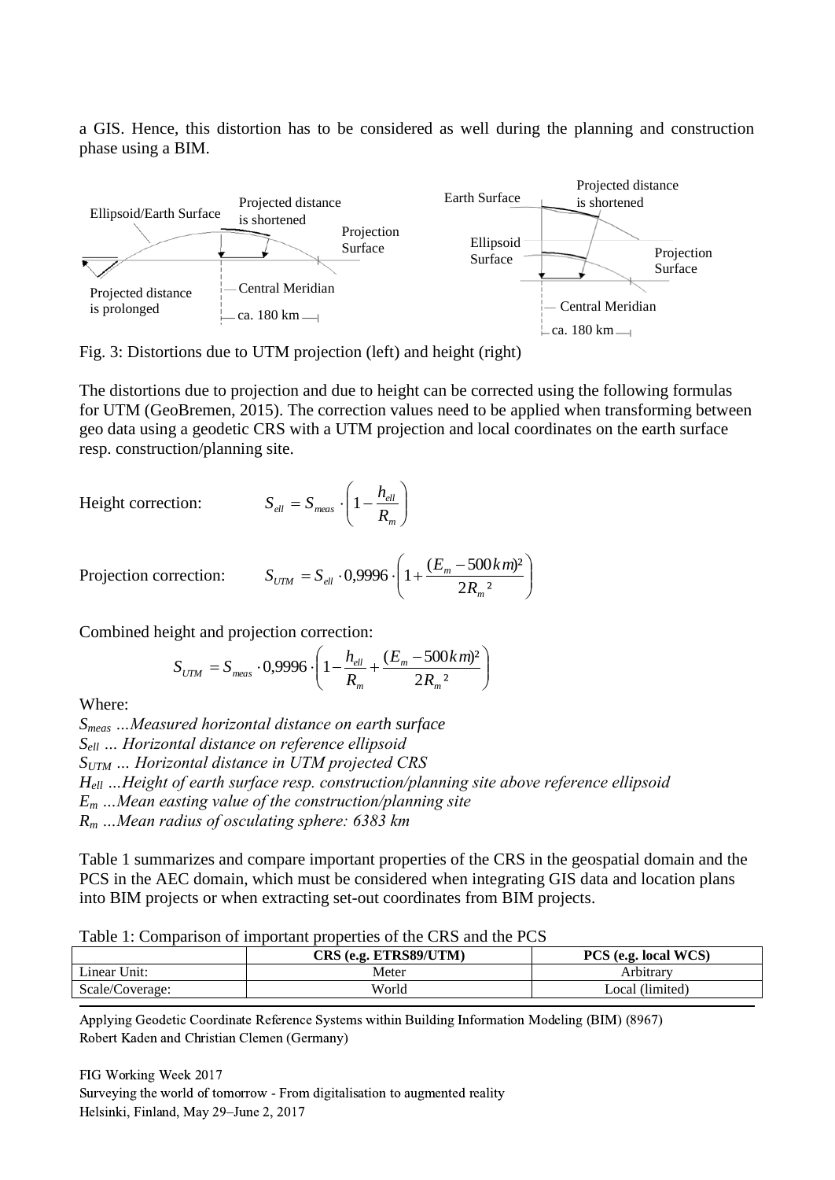a GIS. Hence, this distortion has to be considered as well during the planning and construction phase using a BIM.

Fig. 3: Distortions due to UTM projection (left) and height (right)

The distortions due to projection and due to height can be corrected using the following formulas for UTM (GeoBremen, 2015). The correction values need to be applied when transforming between geo data using a geodetic CRS with a UTM projection and local coordinates on the earth surface resp. construction/planning site.

Height correction:

$$S_{ell} = S_{meas} \cdot \left(1 - \frac{h_{ell}}{R_m}\right)$$

Projection correction:

$$S_{UTM} = S_{ell} \cdot 0{,}9996 \cdot \left(1 + \frac{(E_m - 500\,km)^2}{2R_m^{\,2}}\right)$$

Combined height and projection correction:

$$S_{UTM} = S_{meas} \cdot 0{,}9996 \cdot \left(1 - \frac{h_{ell}}{R_m} + \frac{(E_m - 500\,km)^2}{2R_m^{\,2}}\right)$$

Where:

*$S_{meas}$ …Measured horizontal distance on earth surface*
*$S_{ell}$ … Horizontal distance on reference ellipsoid*
*$S_{UTM}$ … Horizontal distance in UTM projected CRS*
*$H_{ell}$ …Height of earth surface resp. construction/planning site above reference ellipsoid*
*$E_m$ …Mean easting value of the construction/planning site*
*$R_m$ …Mean radius of osculating sphere: 6383 km*

Table 1 summarizes and compare important properties of the CRS in the geospatial domain and the PCS in the AEC domain, which must be considered when integrating GIS data and location plans into BIM projects or when extracting set-out coordinates from BIM projects.

Table 1: Comparison of important properties of the CRS and the PCS

| | **CRS (e.g. ETRS89/UTM)** | **PCS (e.g. local WCS)** |
|---|---|---|
| Linear Unit: | Meter | Arbitrary |
| Scale/Coverage: | World | Local (limited) |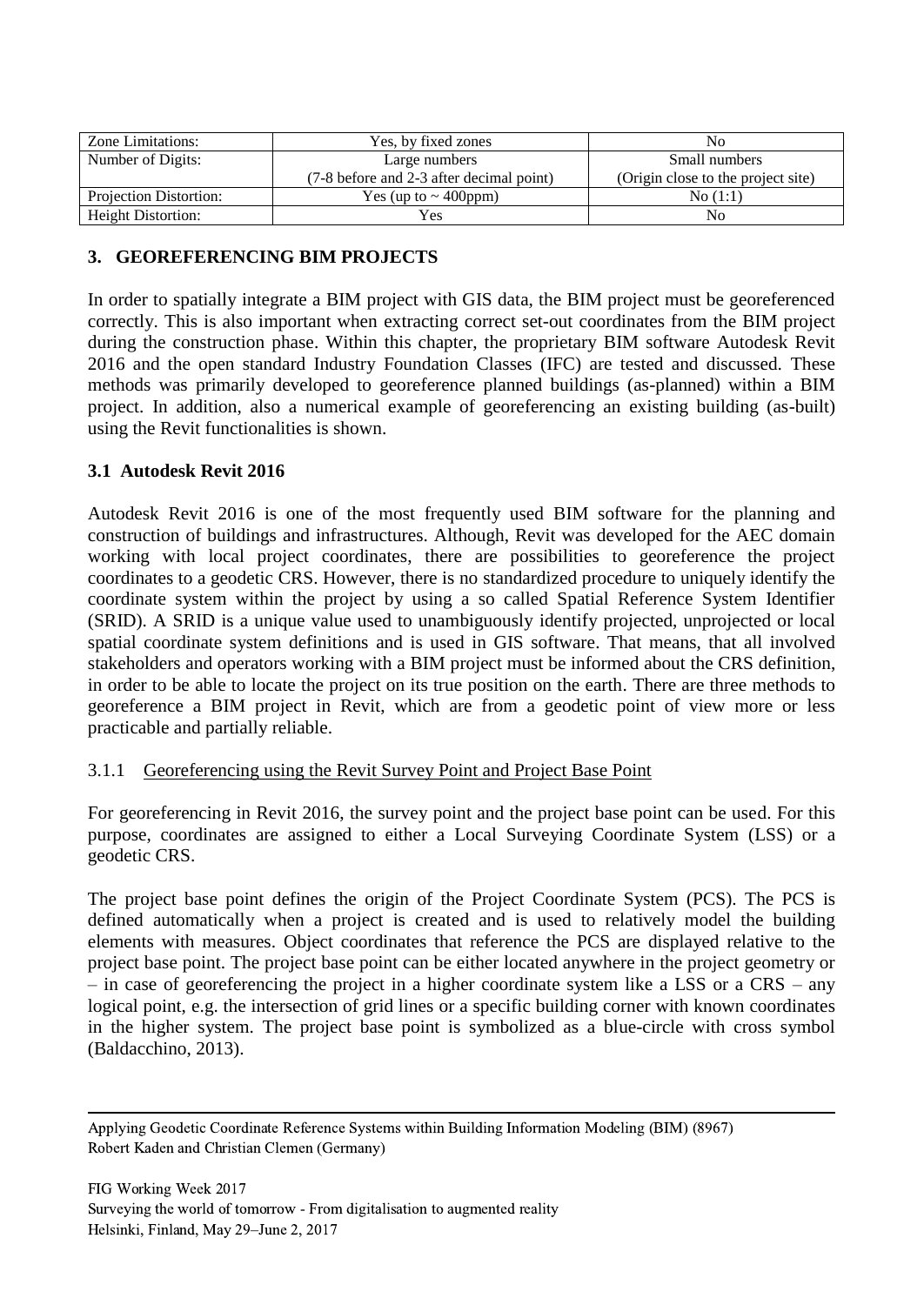| Zone Limitations: | Yes, by fixed zones | No |
|---|---|---|
| Number of Digits: | Large numbers (7-8 before and 2-3 after decimal point) | Small numbers (Origin close to the project site) |
| Projection Distortion: | Yes (up to ~ 400ppm) | No (1:1) |
| Height Distortion: | Yes | No |

## 3. GEOREFERENCING BIM PROJECTS

In order to spatially integrate a BIM project with GIS data, the BIM project must be georeferenced correctly. This is also important when extracting correct set-out coordinates from the BIM project during the construction phase. Within this chapter, the proprietary BIM software Autodesk Revit 2016 and the open standard Industry Foundation Classes (IFC) are tested and discussed. These methods was primarily developed to georeference planned buildings (as-planned) within a BIM project. In addition, also a numerical example of georeferencing an existing building (as-built) using the Revit functionalities is shown.

### 3.1 Autodesk Revit 2016

Autodesk Revit 2016 is one of the most frequently used BIM software for the planning and construction of buildings and infrastructures. Although, Revit was developed for the AEC domain working with local project coordinates, there are possibilities to georeference the project coordinates to a geodetic CRS. However, there is no standardized procedure to uniquely identify the coordinate system within the project by using a so called Spatial Reference System Identifier (SRID). A SRID is a unique value used to unambiguously identify projected, unprojected or local spatial coordinate system definitions and is used in GIS software. That means, that all involved stakeholders and operators working with a BIM project must be informed about the CRS definition, in order to be able to locate the project on its true position on the earth. There are three methods to georeference a BIM project in Revit, which are from a geodetic point of view more or less practicable and partially reliable.

#### 3.1.1 Georeferencing using the Revit Survey Point and Project Base Point

For georeferencing in Revit 2016, the survey point and the project base point can be used. For this purpose, coordinates are assigned to either a Local Surveying Coordinate System (LSS) or a geodetic CRS.

The project base point defines the origin of the Project Coordinate System (PCS). The PCS is defined automatically when a project is created and is used to relatively model the building elements with measures. Object coordinates that reference the PCS are displayed relative to the project base point. The project base point can be either located anywhere in the project geometry or – in case of georeferencing the project in a higher coordinate system like a LSS or a CRS – any logical point, e.g. the intersection of grid lines or a specific building corner with known coordinates in the higher system. The project base point is symbolized as a blue-circle with cross symbol (Baldacchino, 2013).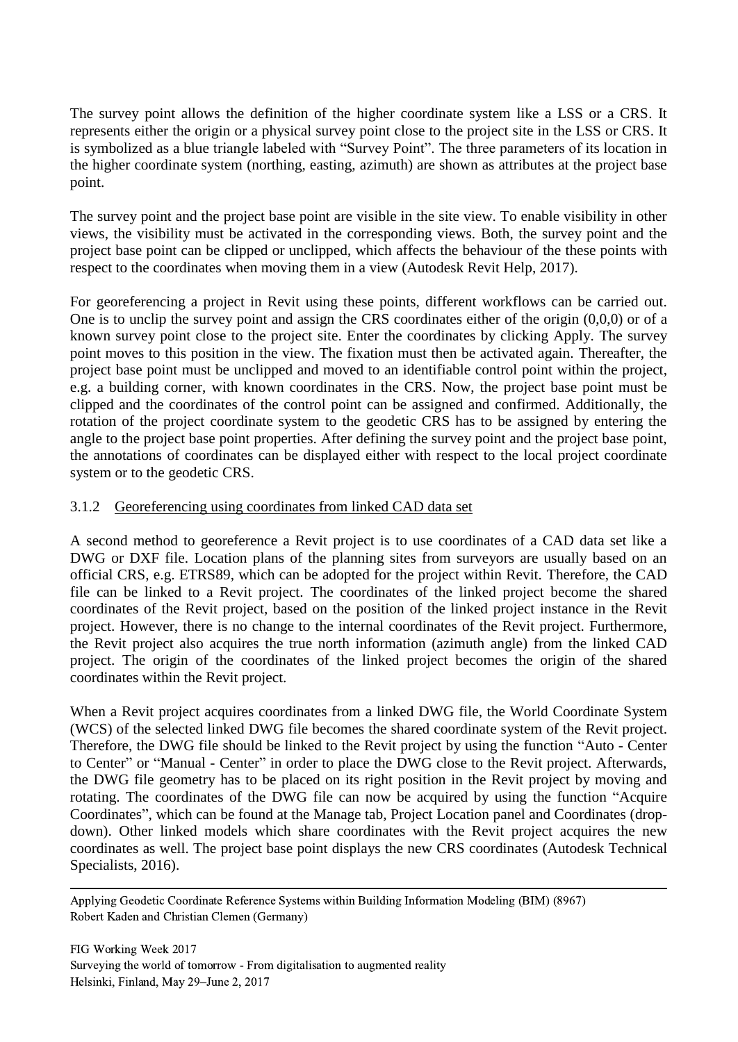The survey point allows the definition of the higher coordinate system like a LSS or a CRS. It represents either the origin or a physical survey point close to the project site in the LSS or CRS. It is symbolized as a blue triangle labeled with “Survey Point”. The three parameters of its location in the higher coordinate system (northing, easting, azimuth) are shown as attributes at the project base point.

The survey point and the project base point are visible in the site view. To enable visibility in other views, the visibility must be activated in the corresponding views. Both, the survey point and the project base point can be clipped or unclipped, which affects the behaviour of the these points with respect to the coordinates when moving them in a view (Autodesk Revit Help, 2017).

For georeferencing a project in Revit using these points, different workflows can be carried out. One is to unclip the survey point and assign the CRS coordinates either of the origin (0,0,0) or of a known survey point close to the project site. Enter the coordinates by clicking Apply. The survey point moves to this position in the view. The fixation must then be activated again. Thereafter, the project base point must be unclipped and moved to an identifiable control point within the project, e.g. a building corner, with known coordinates in the CRS. Now, the project base point must be clipped and the coordinates of the control point can be assigned and confirmed. Additionally, the rotation of the project coordinate system to the geodetic CRS has to be assigned by entering the angle to the project base point properties. After defining the survey point and the project base point, the annotations of coordinates can be displayed either with respect to the local project coordinate system or to the geodetic CRS.

### 3.1.2 Georeferencing using coordinates from linked CAD data set

A second method to georeference a Revit project is to use coordinates of a CAD data set like a DWG or DXF file. Location plans of the planning sites from surveyors are usually based on an official CRS, e.g. ETRS89, which can be adopted for the project within Revit. Therefore, the CAD file can be linked to a Revit project. The coordinates of the linked project become the shared coordinates of the Revit project, based on the position of the linked project instance in the Revit project. However, there is no change to the internal coordinates of the Revit project. Furthermore, the Revit project also acquires the true north information (azimuth angle) from the linked CAD project. The origin of the coordinates of the linked project becomes the origin of the shared coordinates within the Revit project.

When a Revit project acquires coordinates from a linked DWG file, the World Coordinate System (WCS) of the selected linked DWG file becomes the shared coordinate system of the Revit project. Therefore, the DWG file should be linked to the Revit project by using the function “Auto - Center to Center” or “Manual - Center” in order to place the DWG close to the Revit project. Afterwards, the DWG file geometry has to be placed on its right position in the Revit project by moving and rotating. The coordinates of the DWG file can now be acquired by using the function “Acquire Coordinates”, which can be found at the Manage tab, Project Location panel and Coordinates (drop-down). Other linked models which share coordinates with the Revit project acquires the new coordinates as well. The project base point displays the new CRS coordinates (Autodesk Technical Specialists, 2016).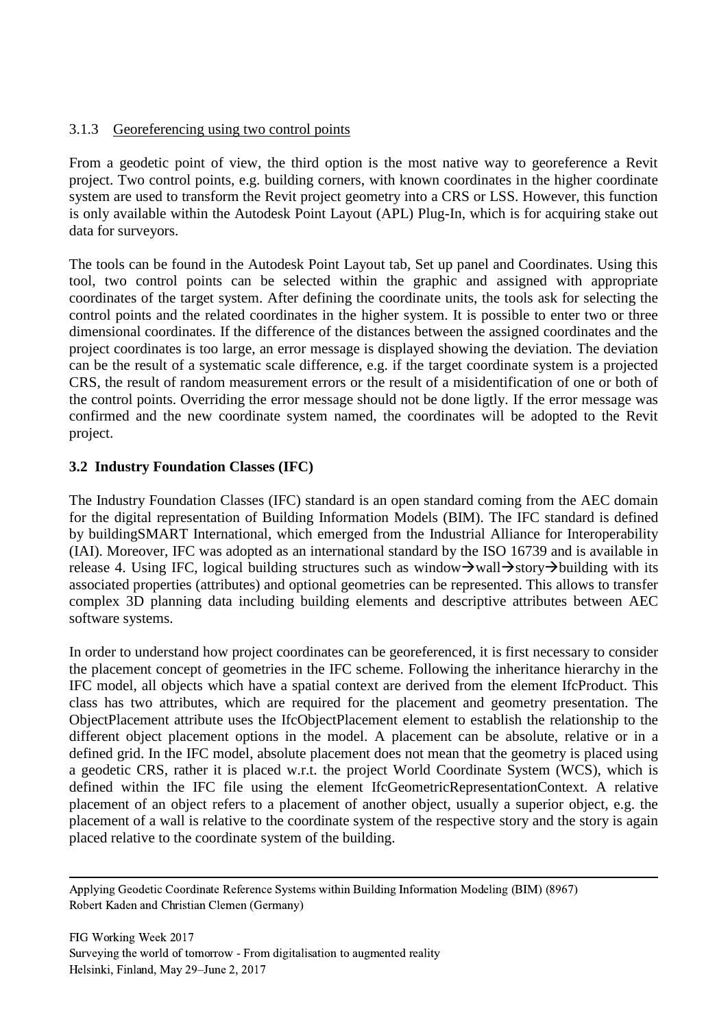### 3.1.3 Georeferencing using two control points

From a geodetic point of view, the third option is the most native way to georeference a Revit project. Two control points, e.g. building corners, with known coordinates in the higher coordinate system are used to transform the Revit project geometry into a CRS or LSS. However, this function is only available within the Autodesk Point Layout (APL) Plug-In, which is for acquiring stake out data for surveyors.

The tools can be found in the Autodesk Point Layout tab, Set up panel and Coordinates. Using this tool, two control points can be selected within the graphic and assigned with appropriate coordinates of the target system. After defining the coordinate units, the tools ask for selecting the control points and the related coordinates in the higher system. It is possible to enter two or three dimensional coordinates. If the difference of the distances between the assigned coordinates and the project coordinates is too large, an error message is displayed showing the deviation. The deviation can be the result of a systematic scale difference, e.g. if the target coordinate system is a projected CRS, the result of random measurement errors or the result of a misidentification of one or both of the control points. Overriding the error message should not be done ligtly. If the error message was confirmed and the new coordinate system named, the coordinates will be adopted to the Revit project.

## 3.2 Industry Foundation Classes (IFC)

The Industry Foundation Classes (IFC) standard is an open standard coming from the AEC domain for the digital representation of Building Information Models (BIM). The IFC standard is defined by buildingSMART International, which emerged from the Industrial Alliance for Interoperability (IAI). Moreover, IFC was adopted as an international standard by the ISO 16739 and is available in release 4. Using IFC, logical building structures such as window→wall→story→building with its associated properties (attributes) and optional geometries can be represented. This allows to transfer complex 3D planning data including building elements and descriptive attributes between AEC software systems.

In order to understand how project coordinates can be georeferenced, it is first necessary to consider the placement concept of geometries in the IFC scheme. Following the inheritance hierarchy in the IFC model, all objects which have a spatial context are derived from the element IfcProduct. This class has two attributes, which are required for the placement and geometry presentation. The ObjectPlacement attribute uses the IfcObjectPlacement element to establish the relationship to the different object placement options in the model. A placement can be absolute, relative or in a defined grid. In the IFC model, absolute placement does not mean that the geometry is placed using a geodetic CRS, rather it is placed w.r.t. the project World Coordinate System (WCS), which is defined within the IFC file using the element IfcGeometricRepresentationContext. A relative placement of an object refers to a placement of another object, usually a superior object, e.g. the placement of a wall is relative to the coordinate system of the respective story and the story is again placed relative to the coordinate system of the building.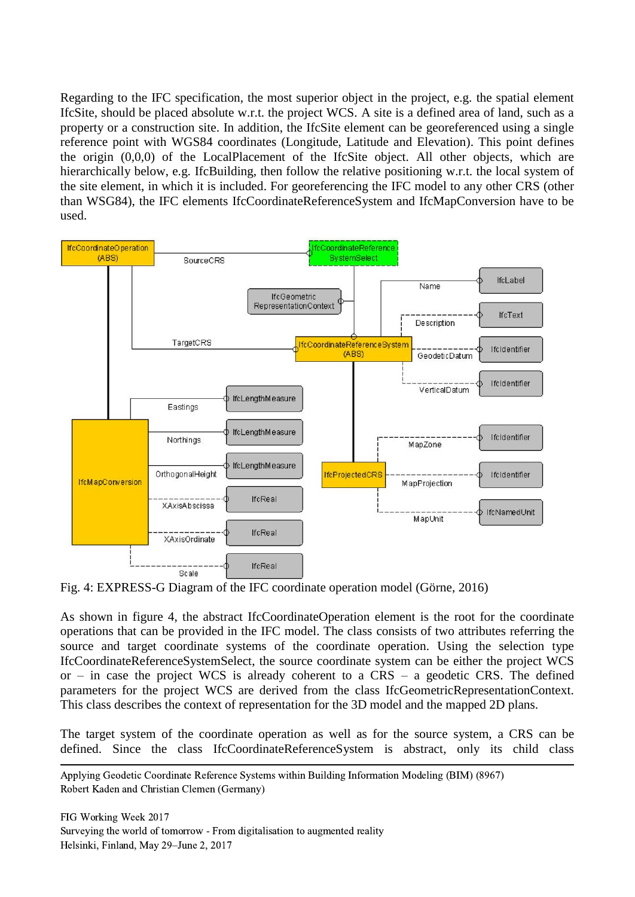Regarding to the IFC specification, the most superior object in the project, e.g. the spatial element IfcSite, should be placed absolute w.r.t. the project WCS. A site is a defined area of land, such as a property or a construction site. In addition, the IfcSite element can be georeferenced using a single reference point with WGS84 coordinates (Longitude, Latitude and Elevation). This point defines the origin (0,0,0) of the LocalPlacement of the IfcSite object. All other objects, which are hierarchically below, e.g. IfcBuilding, then follow the relative positioning w.r.t. the local system of the site element, in which it is included. For georeferencing the IFC model to any other CRS (other than WSG84), the IFC elements IfcCoordinateReferenceSystem and IfcMapConversion have to be used.

Fig. 4: EXPRESS-G Diagram of the IFC coordinate operation model (Görne, 2016)

As shown in figure 4, the abstract IfcCoordinateOperation element is the root for the coordinate operations that can be provided in the IFC model. The class consists of two attributes referring the source and target coordinate systems of the coordinate operation. Using the selection type IfcCoordinateReferenceSystemSelect, the source coordinate system can be either the project WCS or – in case the project WCS is already coherent to a CRS – a geodetic CRS. The defined parameters for the project WCS are derived from the class IfcGeometricRepresentationContext. This class describes the context of representation for the 3D model and the mapped 2D plans.

The target system of the coordinate operation as well as for the source system, a CRS can be defined. Since the class IfcCoordinateReferenceSystem is abstract, only its child class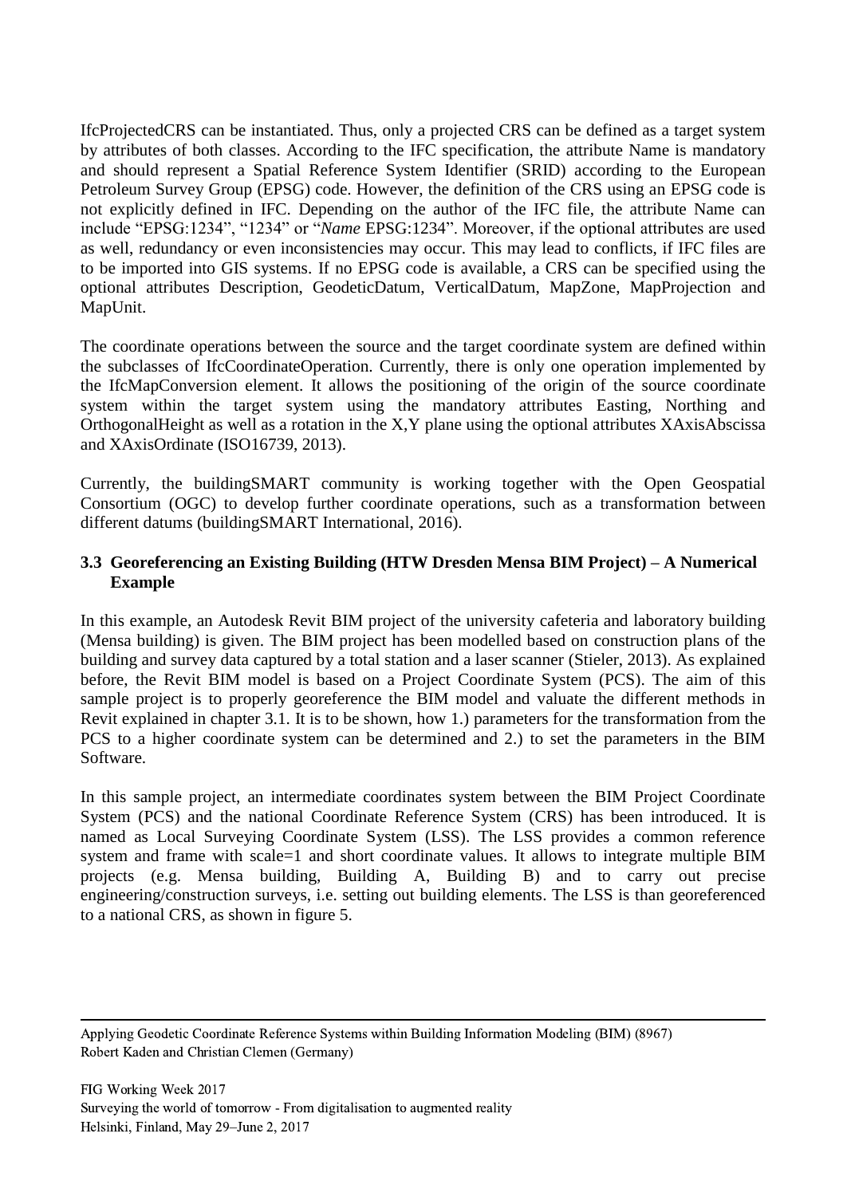IfcProjectedCRS can be instantiated. Thus, only a projected CRS can be defined as a target system by attributes of both classes. According to the IFC specification, the attribute Name is mandatory and should represent a Spatial Reference System Identifier (SRID) according to the European Petroleum Survey Group (EPSG) code. However, the definition of the CRS using an EPSG code is not explicitly defined in IFC. Depending on the author of the IFC file, the attribute Name can include "EPSG:1234", "1234" or "*Name* EPSG:1234". Moreover, if the optional attributes are used as well, redundancy or even inconsistencies may occur. This may lead to conflicts, if IFC files are to be imported into GIS systems. If no EPSG code is available, a CRS can be specified using the optional attributes Description, GeodeticDatum, VerticalDatum, MapZone, MapProjection and MapUnit.

The coordinate operations between the source and the target coordinate system are defined within the subclasses of IfcCoordinateOperation. Currently, there is only one operation implemented by the IfcMapConversion element. It allows the positioning of the origin of the source coordinate system within the target system using the mandatory attributes Easting, Northing and OrthogonalHeight as well as a rotation in the X,Y plane using the optional attributes XAxisAbscissa and XAxisOrdinate (ISO16739, 2013).

Currently, the buildingSMART community is working together with the Open Geospatial Consortium (OGC) to develop further coordinate operations, such as a transformation between different datums (buildingSMART International, 2016).

### 3.3 Georeferencing an Existing Building (HTW Dresden Mensa BIM Project) – A Numerical Example

In this example, an Autodesk Revit BIM project of the university cafeteria and laboratory building (Mensa building) is given. The BIM project has been modelled based on construction plans of the building and survey data captured by a total station and a laser scanner (Stieler, 2013). As explained before, the Revit BIM model is based on a Project Coordinate System (PCS). The aim of this sample project is to properly georeference the BIM model and valuate the different methods in Revit explained in chapter 3.1. It is to be shown, how 1.) parameters for the transformation from the PCS to a higher coordinate system can be determined and 2.) to set the parameters in the BIM Software.

In this sample project, an intermediate coordinates system between the BIM Project Coordinate System (PCS) and the national Coordinate Reference System (CRS) has been introduced. It is named as Local Surveying Coordinate System (LSS). The LSS provides a common reference system and frame with scale=1 and short coordinate values. It allows to integrate multiple BIM projects (e.g. Mensa building, Building A, Building B) and to carry out precise engineering/construction surveys, i.e. setting out building elements. The LSS is than georeferenced to a national CRS, as shown in figure 5.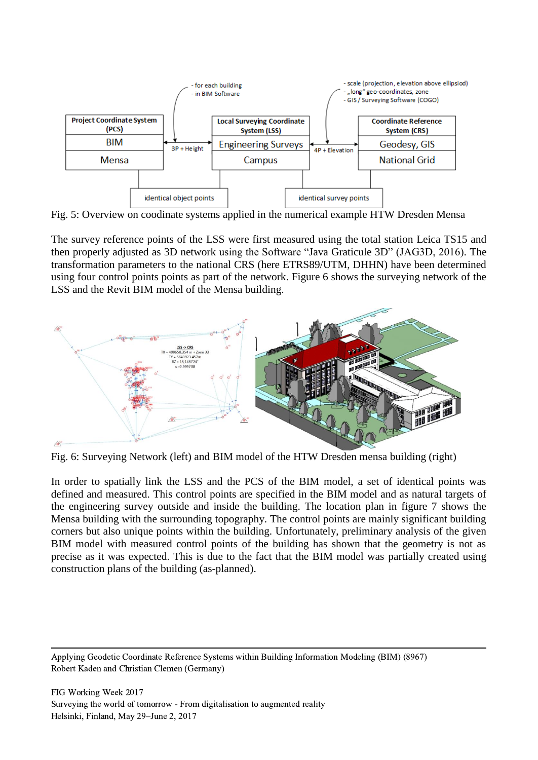Fig. 5: Overview on coodinate systems applied in the numerical example HTW Dresden Mensa

The survey reference points of the LSS were first measured using the total station Leica TS15 and then properly adjusted as 3D network using the Software "Java Graticule 3D" (JAG3D, 2016). The transformation parameters to the national CRS (here ETRS89/UTM, DHHN) have been determined using four control points points as part of the network. Figure 6 shows the surveying network of the LSS and the Revit BIM model of the Mensa building.

Fig. 6: Surveying Network (left) and BIM model of the HTW Dresden mensa building (right)

In order to spatially link the LSS and the PCS of the BIM model, a set of identical points was defined and measured. This control points are specified in the BIM model and as natural targets of the engineering survey outside and inside the building. The location plan in figure 7 shows the Mensa building with the surrounding topography. The control points are mainly significant building corners but also unique points within the building. Unfortunately, preliminary analysis of the given BIM model with measured control points of the building has shown that the geometry is not as precise as it was expected. This is due to the fact that the BIM model was partially created using construction plans of the building (as-planned).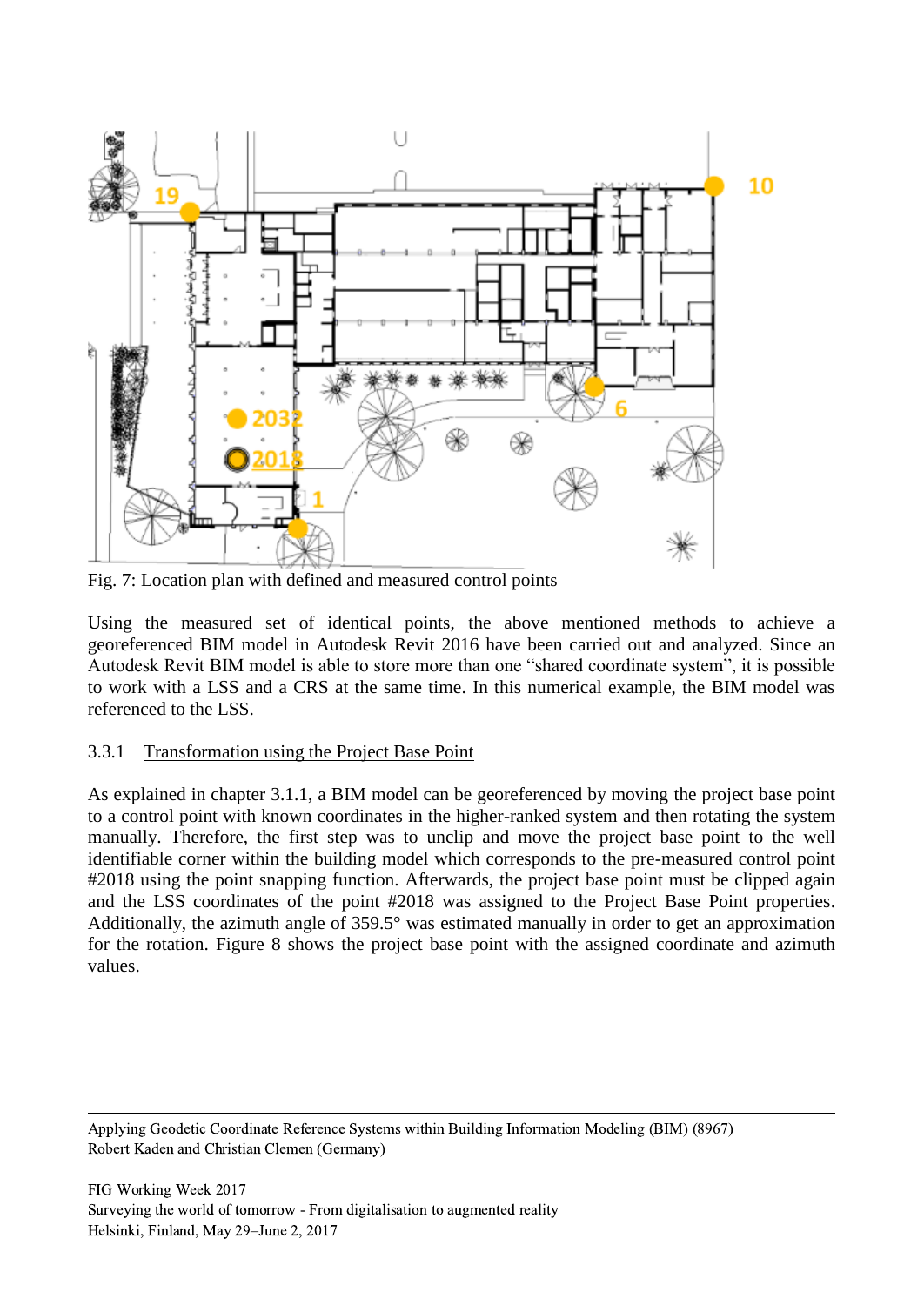Fig. 7: Location plan with defined and measured control points

Using the measured set of identical points, the above mentioned methods to achieve a georeferenced BIM model in Autodesk Revit 2016 have been carried out and analyzed. Since an Autodesk Revit BIM model is able to store more than one "shared coordinate system", it is possible to work with a LSS and a CRS at the same time. In this numerical example, the BIM model was referenced to the LSS.

### 3.3.1 Transformation using the Project Base Point

As explained in chapter 3.1.1, a BIM model can be georeferenced by moving the project base point to a control point with known coordinates in the higher-ranked system and then rotating the system manually. Therefore, the first step was to unclip and move the project base point to the well identifiable corner within the building model which corresponds to the pre-measured control point #2018 using the point snapping function. Afterwards, the project base point must be clipped again and the LSS coordinates of the point #2018 was assigned to the Project Base Point properties. Additionally, the azimuth angle of 359.5° was estimated manually in order to get an approximation for the rotation. Figure 8 shows the project base point with the assigned coordinate and azimuth values.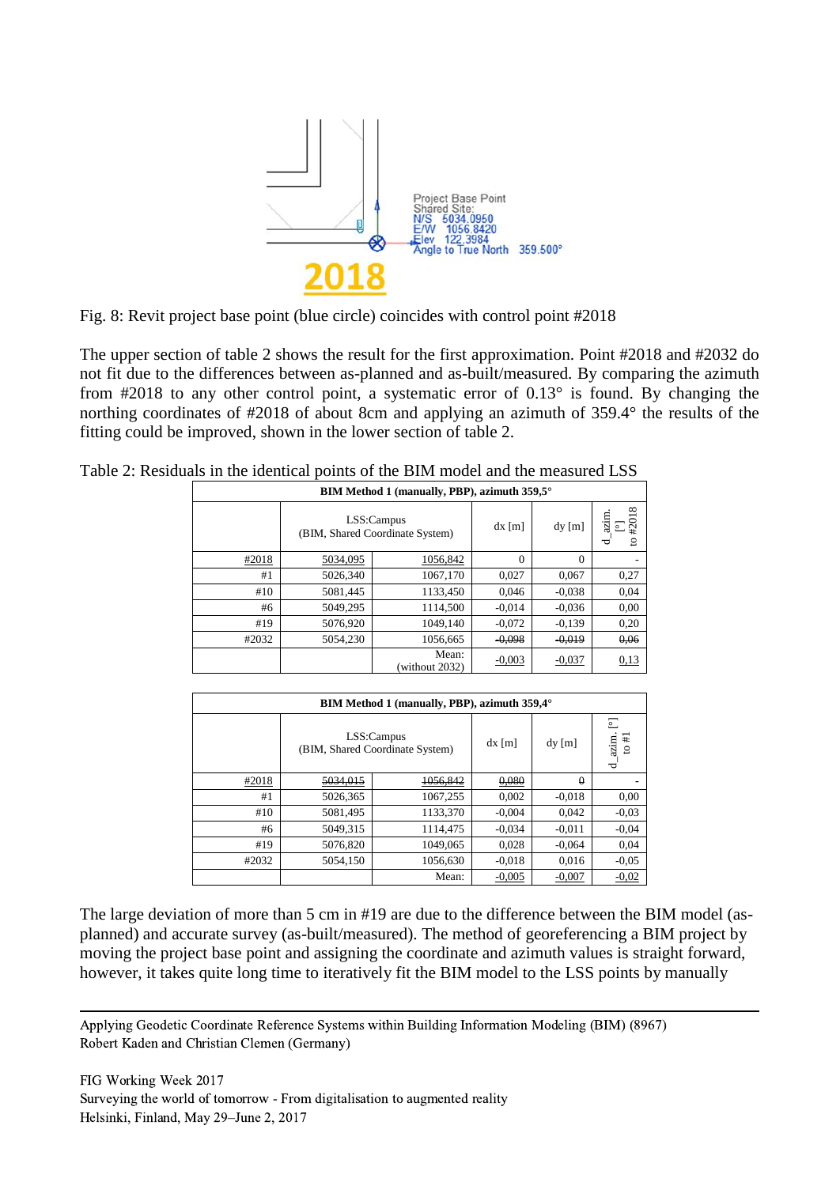Fig. 8: Revit project base point (blue circle) coincides with control point #2018

The upper section of table 2 shows the result for the first approximation. Point #2018 and #2032 do not fit due to the differences between as-planned and as-built/measured. By comparing the azimuth from #2018 to any other control point, a systematic error of 0.13° is found. By changing the northing coordinates of #2018 of about 8cm and applying an azimuth of 359.4° the results of the fitting could be improved, shown in the lower section of table 2.

Table 2: Residuals in the identical points of the BIM model and the measured LSS

| BIM Method 1 (manually, PBP), azimuth 359,5° | | | | | |
|---|---|---|---|---|---|
| | LSS:Campus (BIM, Shared Coordinate System) | | dx [m] | dy [m] | d_azim. [°] to #2018 |
| #2018 | 5034,095 | 1056,842 | 0 | 0 | - |
| #1 | 5026,340 | 1067,170 | 0,027 | 0,067 | 0,27 |
| #10 | 5081,445 | 1133,450 | 0,046 | -0,038 | 0,04 |
| #6 | 5049,295 | 1114,500 | -0,014 | -0,036 | 0,00 |
| #19 | 5076,920 | 1049,140 | -0,072 | -0,139 | 0,20 |
| #2032 | 5054,230 | 1056,665 | ~~-0,098~~ | ~~-0,019~~ | ~~0,06~~ |
| | | Mean: (without 2032) | -0,003 | -0,037 | 0,13 |

| BIM Method 1 (manually, PBP), azimuth 359,4° | | | | | |
|---|---|---|---|---|---|
| | LSS:Campus (BIM, Shared Coordinate System) | | dx [m] | dy [m] | d_azim. [°] to #1 |
| #2018 | ~~5034,015~~ | ~~1056,842~~ | ~~0,080~~ | ~~0~~ | - |
| #1 | 5026,365 | 1067,255 | 0,002 | -0,018 | 0,00 |
| #10 | 5081,495 | 1133,370 | -0,004 | 0,042 | -0,03 |
| #6 | 5049,315 | 1114,475 | -0,034 | -0,011 | -0,04 |
| #19 | 5076,820 | 1049,065 | 0,028 | -0,064 | 0,04 |
| #2032 | 5054,150 | 1056,630 | -0,018 | 0,016 | -0,05 |
| | | Mean: | -0,005 | -0,007 | -0,02 |

The large deviation of more than 5 cm in #19 are due to the difference between the BIM model (as-planned) and accurate survey (as-built/measured). The method of georeferencing a BIM project by moving the project base point and assigning the coordinate and azimuth values is straight forward, however, it takes quite long time to iteratively fit the BIM model to the LSS points by manually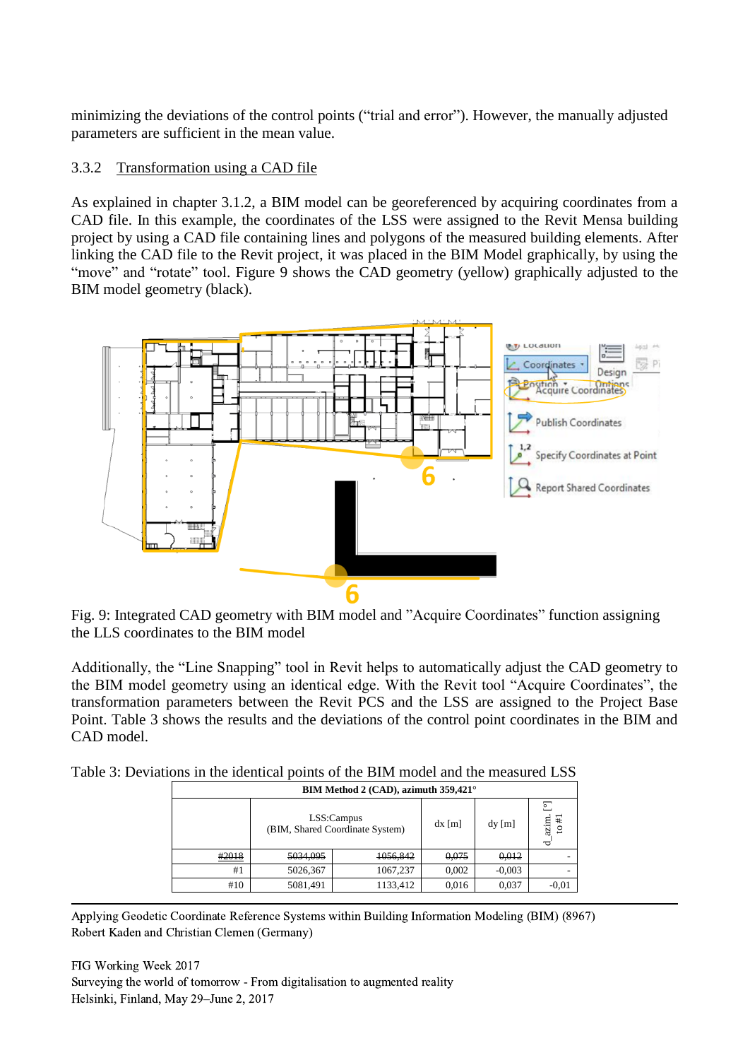minimizing the deviations of the control points ("trial and error"). However, the manually adjusted parameters are sufficient in the mean value.

### 3.3.2 Transformation using a CAD file

As explained in chapter 3.1.2, a BIM model can be georeferenced by acquiring coordinates from a CAD file. In this example, the coordinates of the LSS were assigned to the Revit Mensa building project by using a CAD file containing lines and polygons of the measured building elements. After linking the CAD file to the Revit project, it was placed in the BIM Model graphically, by using the "move" and "rotate" tool. Figure 9 shows the CAD geometry (yellow) graphically adjusted to the BIM model geometry (black).

Fig. 9: Integrated CAD geometry with BIM model and "Acquire Coordinates" function assigning the LLS coordinates to the BIM model

Additionally, the "Line Snapping" tool in Revit helps to automatically adjust the CAD geometry to the BIM model geometry using an identical edge. With the Revit tool "Acquire Coordinates", the transformation parameters between the Revit PCS and the LSS are assigned to the Project Base Point. Table 3 shows the results and the deviations of the control point coordinates in the BIM and CAD model.

Table 3: Deviations in the identical points of the BIM model and the measured LSS

| **BIM Method 2 (CAD), azimuth 359,421°** | | | | | |
|---|---|---|---|---|---|
| | LSS:Campus (BIM, Shared Coordinate System) | | dx [m] | dy [m] | d_azim. [°] to #1 |
| ~~#2018~~ | ~~5034,095~~ | ~~1056,842~~ | ~~0,075~~ | ~~0,012~~ | - |
| #1 | 5026,367 | 1067,237 | 0,002 | -0,003 | - |
| #10 | 5081,491 | 1133,412 | 0,016 | 0,037 | -0,01 |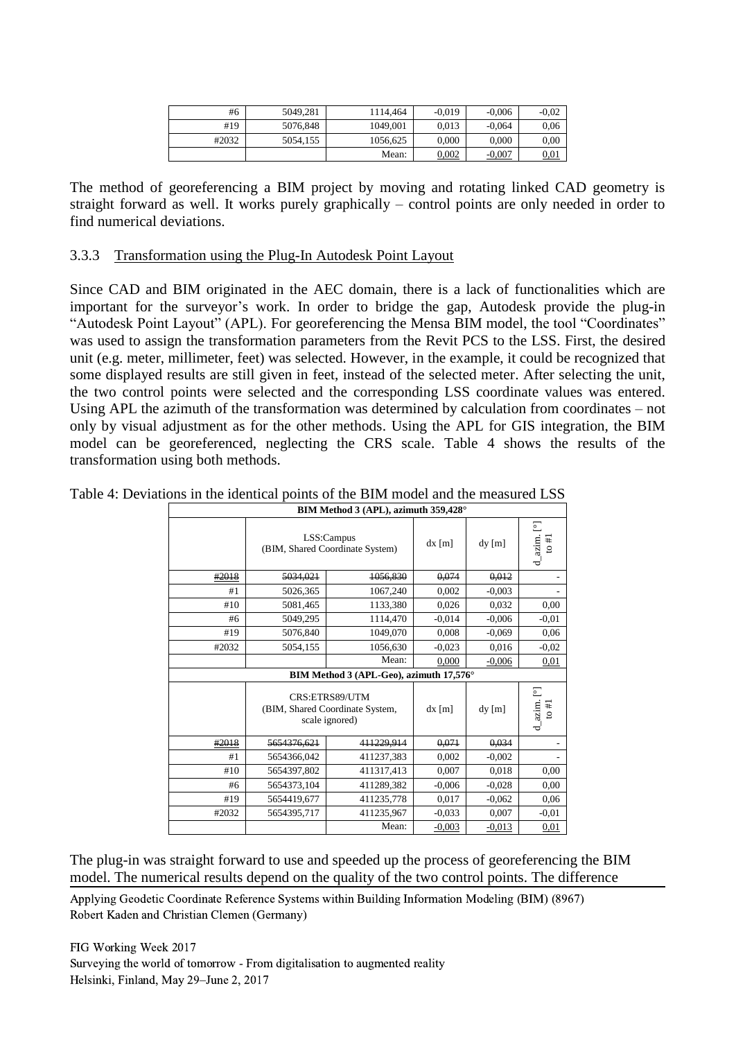| #6 | 5049,281 | 1114,464 | -0,019 | -0,006 | -0,02 |
|---|---|---|---|---|---|
| #19 | 5076,848 | 1049,001 | 0,013 | -0,064 | 0,06 |
| #2032 | 5054,155 | 1056,625 | 0,000 | 0,000 | 0,00 |
| | | Mean: | 0,002 | -0,007 | 0,01 |

The method of georeferencing a BIM project by moving and rotating linked CAD geometry is straight forward as well. It works purely graphically – control points are only needed in order to find numerical deviations.

### 3.3.3 Transformation using the Plug-In Autodesk Point Layout

Since CAD and BIM originated in the AEC domain, there is a lack of functionalities which are important for the surveyor's work. In order to bridge the gap, Autodesk provide the plug-in "Autodesk Point Layout" (APL). For georeferencing the Mensa BIM model, the tool "Coordinates" was used to assign the transformation parameters from the Revit PCS to the LSS. First, the desired unit (e.g. meter, millimeter, feet) was selected. However, in the example, it could be recognized that some displayed results are still given in feet, instead of the selected meter. After selecting the unit, the two control points were selected and the corresponding LSS coordinate values was entered. Using APL the azimuth of the transformation was determined by calculation from coordinates – not only by visual adjustment as for the other methods. Using the APL for GIS integration, the BIM model can be georeferenced, neglecting the CRS scale. Table 4 shows the results of the transformation using both methods.

Table 4: Deviations in the identical points of the BIM model and the measured LSS

| **BIM Method 3 (APL), azimuth 359,428°** | | | | | |
|---|---|---|---|---|---|
| | LSS:Campus (BIM, Shared Coordinate System) | | dx [m] | dy [m] | d_azim. [°] to #1 |
| ~~#2018~~ | ~~5034,021~~ | ~~1056,830~~ | ~~0,074~~ | ~~0,012~~ | - |
| #1 | 5026,365 | 1067,240 | 0,002 | -0,003 | - |
| #10 | 5081,465 | 1133,380 | 0,026 | 0,032 | 0,00 |
| #6 | 5049,295 | 1114,470 | -0,014 | -0,006 | -0,01 |
| #19 | 5076,840 | 1049,070 | 0,008 | -0,069 | 0,06 |
| #2032 | 5054,155 | 1056,630 | -0,023 | 0,016 | -0,02 |
| | | Mean: | 0,000 | -0,006 | 0,01 |
| **BIM Method 3 (APL-Geo), azimuth 17,576°** | | | | | |
| | CRS:ETRS89/UTM (BIM, Shared Coordinate System, scale ignored) | | dx [m] | dy [m] | d_azim. [°] to #1 |
| ~~#2018~~ | ~~5654376,621~~ | ~~411229,914~~ | ~~0,071~~ | ~~0,034~~ | - |
| #1 | 5654366,042 | 411237,383 | 0,002 | -0,002 | - |
| #10 | 5654397,802 | 411317,413 | 0,007 | 0,018 | 0,00 |
| #6 | 5654373,104 | 411289,382 | -0,006 | -0,028 | 0,00 |
| #19 | 5654419,677 | 411235,778 | 0,017 | -0,062 | 0,06 |
| #2032 | 5654395,717 | 411235,967 | -0,033 | 0,007 | -0,01 |
| | | Mean: | -0,003 | -0,013 | 0,01 |

The plug-in was straight forward to use and speeded up the process of georeferencing the BIM model. The numerical results depend on the quality of the two control points. The difference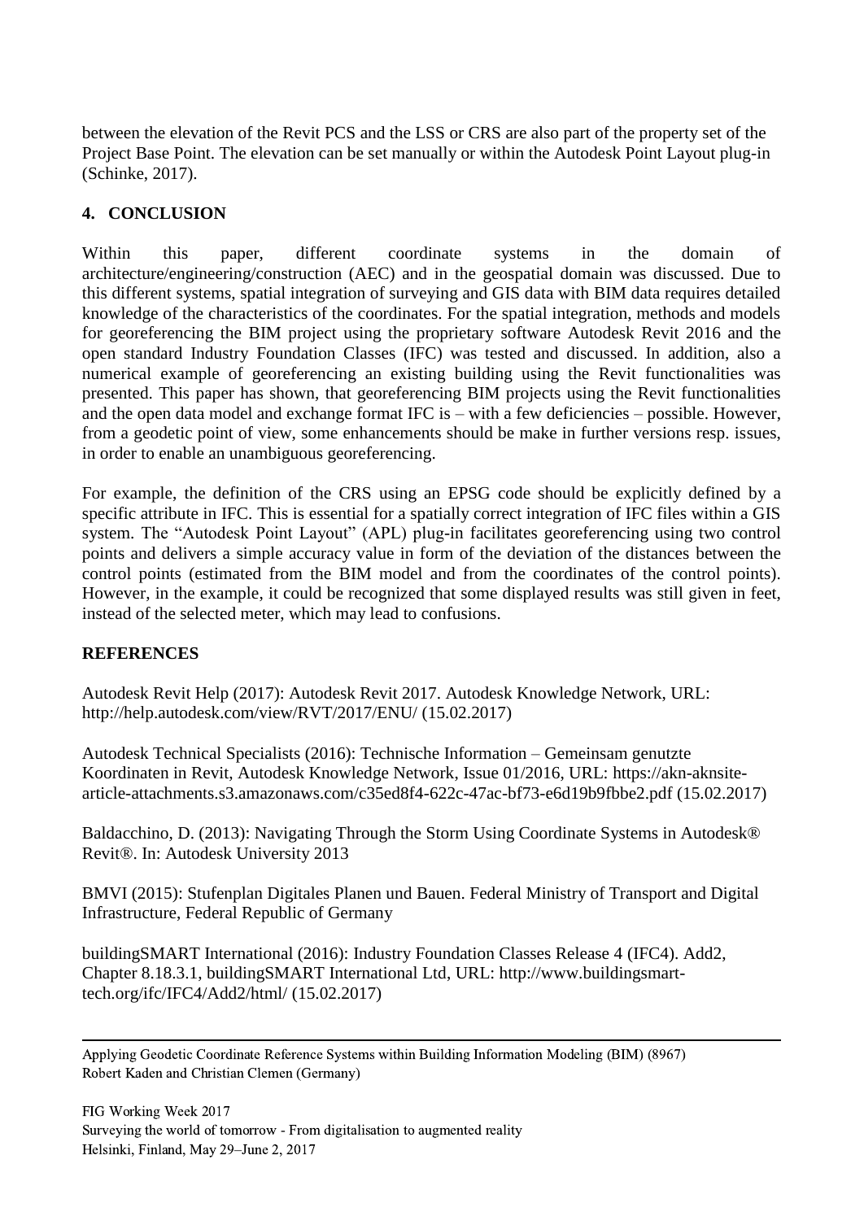between the elevation of the Revit PCS and the LSS or CRS are also part of the property set of the Project Base Point. The elevation can be set manually or within the Autodesk Point Layout plug-in (Schinke, 2017).

## 4. CONCLUSION

Within this paper, different coordinate systems in the domain of architecture/engineering/construction (AEC) and in the geospatial domain was discussed. Due to this different systems, spatial integration of surveying and GIS data with BIM data requires detailed knowledge of the characteristics of the coordinates. For the spatial integration, methods and models for georeferencing the BIM project using the proprietary software Autodesk Revit 2016 and the open standard Industry Foundation Classes (IFC) was tested and discussed. In addition, also a numerical example of georeferencing an existing building using the Revit functionalities was presented. This paper has shown, that georeferencing BIM projects using the Revit functionalities and the open data model and exchange format IFC is – with a few deficiencies – possible. However, from a geodetic point of view, some enhancements should be make in further versions resp. issues, in order to enable an unambiguous georeferencing.

For example, the definition of the CRS using an EPSG code should be explicitly defined by a specific attribute in IFC. This is essential for a spatially correct integration of IFC files within a GIS system. The "Autodesk Point Layout" (APL) plug-in facilitates georeferencing using two control points and delivers a simple accuracy value in form of the deviation of the distances between the control points (estimated from the BIM model and from the coordinates of the control points). However, in the example, it could be recognized that some displayed results was still given in feet, instead of the selected meter, which may lead to confusions.

## REFERENCES

Autodesk Revit Help (2017): Autodesk Revit 2017. Autodesk Knowledge Network, URL: http://help.autodesk.com/view/RVT/2017/ENU/ (15.02.2017)

Autodesk Technical Specialists (2016): Technische Information – Gemeinsam genutzte Koordinaten in Revit, Autodesk Knowledge Network, Issue 01/2016, URL: https://akn-aknsite-article-attachments.s3.amazonaws.com/c35ed8f4-622c-47ac-bf73-e6d19b9fbbe2.pdf (15.02.2017)

Baldacchino, D. (2013): Navigating Through the Storm Using Coordinate Systems in Autodesk® Revit®. In: Autodesk University 2013

BMVI (2015): Stufenplan Digitales Planen und Bauen. Federal Ministry of Transport and Digital Infrastructure, Federal Republic of Germany

buildingSMART International (2016): Industry Foundation Classes Release 4 (IFC4). Add2, Chapter 8.18.3.1, buildingSMART International Ltd, URL: http://www.buildingsmart-tech.org/ifc/IFC4/Add2/html/ (15.02.2017)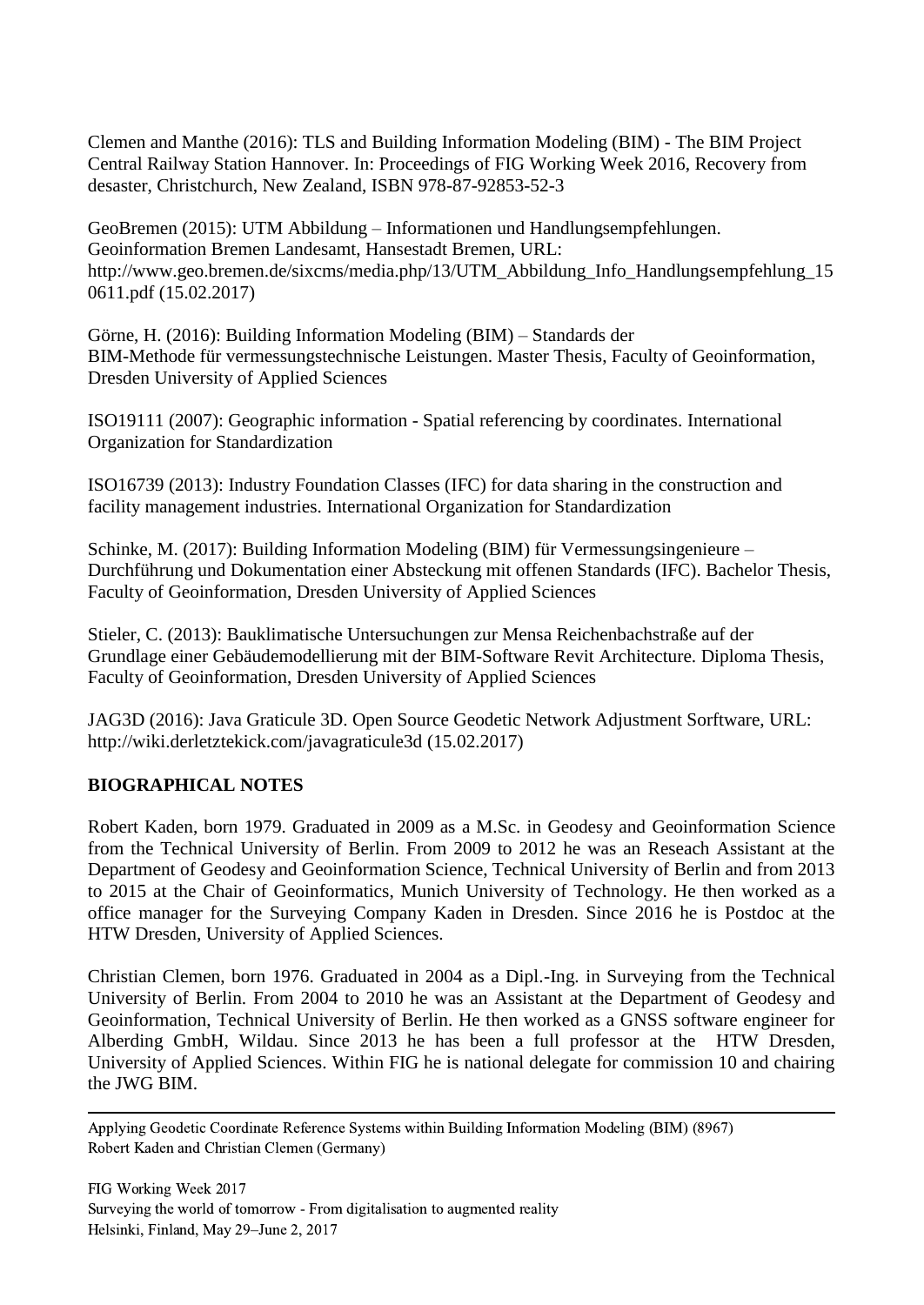Clemen and Manthe (2016): TLS and Building Information Modeling (BIM) - The BIM Project Central Railway Station Hannover. In: Proceedings of FIG Working Week 2016, Recovery from desaster, Christchurch, New Zealand, ISBN 978-87-92853-52-3

GeoBremen (2015): UTM Abbildung – Informationen und Handlungsempfehlungen. Geoinformation Bremen Landesamt, Hansestadt Bremen, URL: http://www.geo.bremen.de/sixcms/media.php/13/UTM_Abbildung_Info_Handlungsempfehlung_150611.pdf (15.02.2017)

Görne, H. (2016): Building Information Modeling (BIM) – Standards der BIM-Methode für vermessungstechnische Leistungen. Master Thesis, Faculty of Geoinformation, Dresden University of Applied Sciences

ISO19111 (2007): Geographic information - Spatial referencing by coordinates. International Organization for Standardization

ISO16739 (2013): Industry Foundation Classes (IFC) for data sharing in the construction and facility management industries. International Organization for Standardization

Schinke, M. (2017): Building Information Modeling (BIM) für Vermessungsingenieure – Durchführung und Dokumentation einer Absteckung mit offenen Standards (IFC). Bachelor Thesis, Faculty of Geoinformation, Dresden University of Applied Sciences

Stieler, C. (2013): Bauklimatische Untersuchungen zur Mensa Reichenbachstraße auf der Grundlage einer Gebäudemodellierung mit der BIM-Software Revit Architecture. Diploma Thesis, Faculty of Geoinformation, Dresden University of Applied Sciences

JAG3D (2016): Java Graticule 3D. Open Source Geodetic Network Adjustment Sorftware, URL: http://wiki.derletztekick.com/javagraticule3d (15.02.2017)

## BIOGRAPHICAL NOTES

Robert Kaden, born 1979. Graduated in 2009 as a M.Sc. in Geodesy and Geoinformation Science from the Technical University of Berlin. From 2009 to 2012 he was an Reseach Assistant at the Department of Geodesy and Geoinformation Science, Technical University of Berlin and from 2013 to 2015 at the Chair of Geoinformatics, Munich University of Technology. He then worked as a office manager for the Surveying Company Kaden in Dresden. Since 2016 he is Postdoc at the HTW Dresden, University of Applied Sciences.

Christian Clemen, born 1976. Graduated in 2004 as a Dipl.-Ing. in Surveying from the Technical University of Berlin. From 2004 to 2010 he was an Assistant at the Department of Geodesy and Geoinformation, Technical University of Berlin. He then worked as a GNSS software engineer for Alberding GmbH, Wildau. Since 2013 he has been a full professor at the HTW Dresden, University of Applied Sciences. Within FIG he is national delegate for commission 10 and chairing the JWG BIM.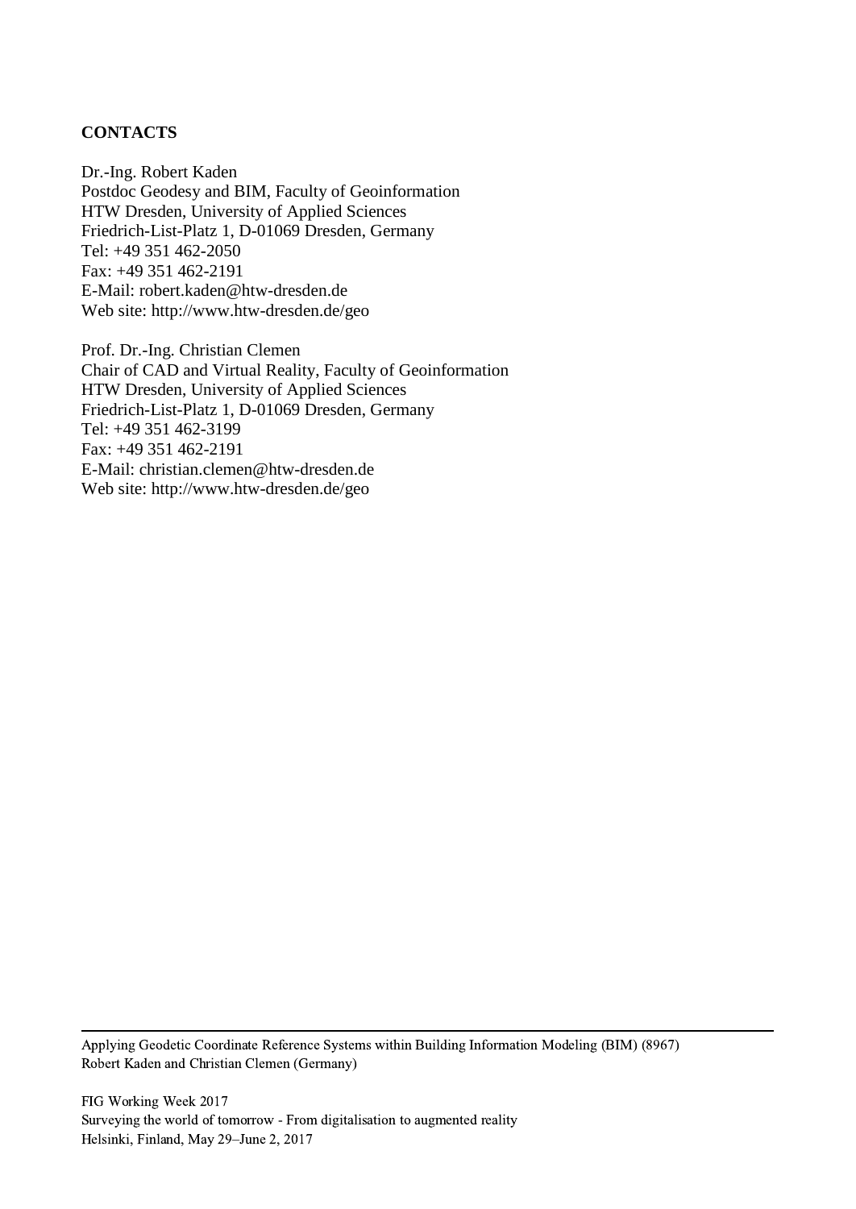**CONTACTS**

Dr.-Ing. Robert Kaden
Postdoc Geodesy and BIM, Faculty of Geoinformation
HTW Dresden, University of Applied Sciences
Friedrich-List-Platz 1, D-01069 Dresden, Germany
Tel: +49 351 462-2050
Fax: +49 351 462-2191
E-Mail: robert.kaden@htw-dresden.de
Web site: http://www.htw-dresden.de/geo

Prof. Dr.-Ing. Christian Clemen
Chair of CAD and Virtual Reality, Faculty of Geoinformation
HTW Dresden, University of Applied Sciences
Friedrich-List-Platz 1, D-01069 Dresden, Germany
Tel: +49 351 462-3199
Fax: +49 351 462-2191
E-Mail: christian.clemen@htw-dresden.de
Web site: http://www.htw-dresden.de/geo